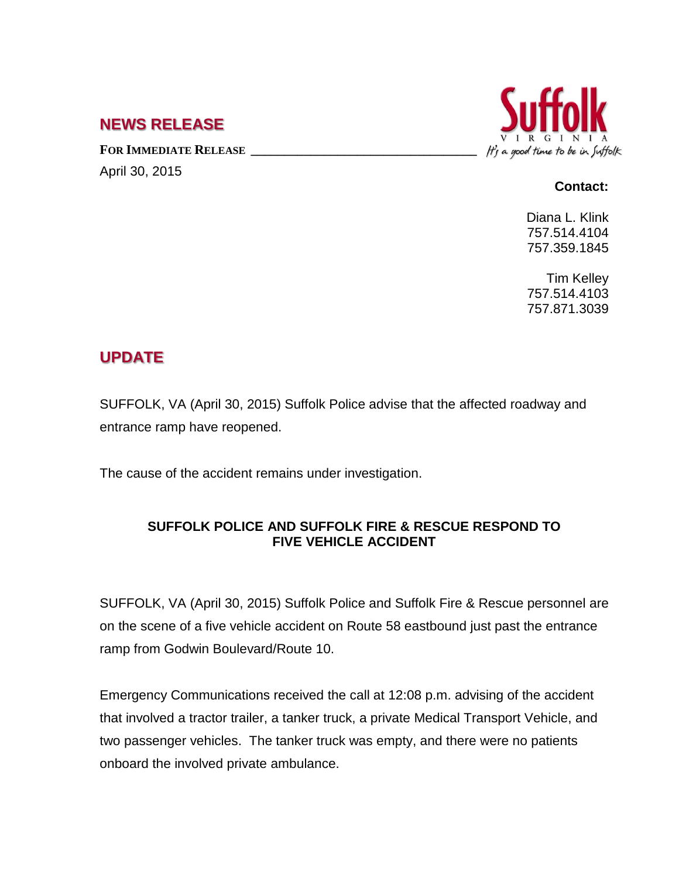## NEWS RELEASE

**FOR IMMEDIATE RELEASE**

April 30, 2015

Suffolk
VIRGINIA
*It's a good time to be in Suffolk*

**Contact:**

Diana L. Klink
757.514.4104
757.359.1845

Tim Kelley
757.514.4103
757.871.3039

## UPDATE

SUFFOLK, VA (April 30, 2015) Suffolk Police advise that the affected roadway and entrance ramp have reopened.

The cause of the accident remains under investigation.

**SUFFOLK POLICE AND SUFFOLK FIRE & RESCUE RESPOND TO FIVE VEHICLE ACCIDENT**

SUFFOLK, VA (April 30, 2015) Suffolk Police and Suffolk Fire & Rescue personnel are on the scene of a five vehicle accident on Route 58 eastbound just past the entrance ramp from Godwin Boulevard/Route 10.

Emergency Communications received the call at 12:08 p.m. advising of the accident that involved a tractor trailer, a tanker truck, a private Medical Transport Vehicle, and two passenger vehicles. The tanker truck was empty, and there were no patients onboard the involved private ambulance.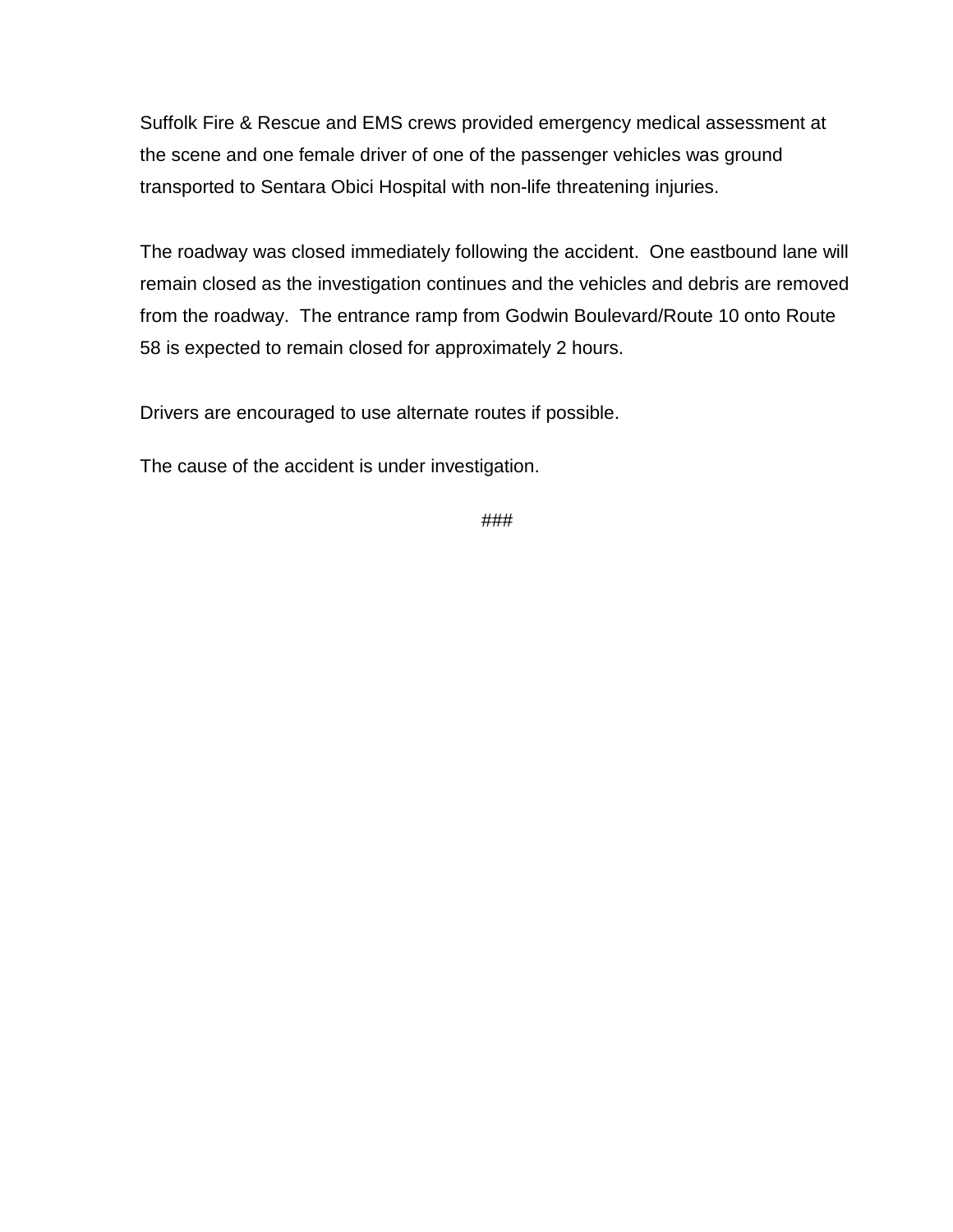Suffolk Fire & Rescue and EMS crews provided emergency medical assessment at the scene and one female driver of one of the passenger vehicles was ground transported to Sentara Obici Hospital with non-life threatening injuries.

The roadway was closed immediately following the accident. One eastbound lane will remain closed as the investigation continues and the vehicles and debris are removed from the roadway. The entrance ramp from Godwin Boulevard/Route 10 onto Route 58 is expected to remain closed for approximately 2 hours.

Drivers are encouraged to use alternate routes if possible.

The cause of the accident is under investigation.

###